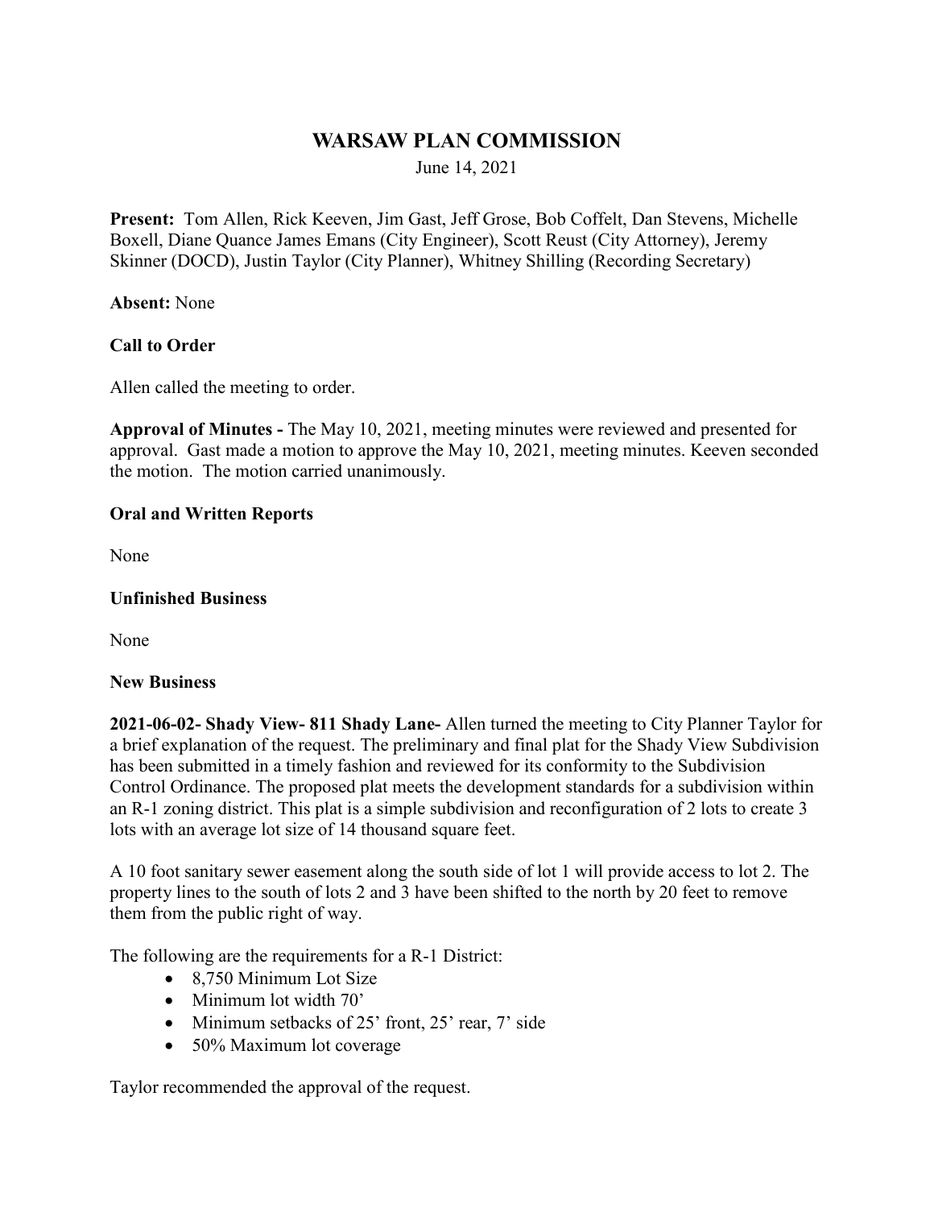# WARSAW PLAN COMMISSION

June 14, 2021

**Present:** Tom Allen, Rick Keeven, Jim Gast, Jeff Grose, Bob Coffelt, Dan Stevens, Michelle Boxell, Diane Quance James Emans (City Engineer), Scott Reust (City Attorney), Jeremy Skinner (DOCD), Justin Taylor (City Planner), Whitney Shilling (Recording Secretary)

**Absent:** None

**Call to Order**

Allen called the meeting to order.

**Approval of Minutes -** The May 10, 2021, meeting minutes were reviewed and presented for approval. Gast made a motion to approve the May 10, 2021, meeting minutes. Keeven seconded the motion. The motion carried unanimously.

**Oral and Written Reports**

None

**Unfinished Business**

None

**New Business**

**2021-06-02- Shady View- 811 Shady Lane-** Allen turned the meeting to City Planner Taylor for a brief explanation of the request. The preliminary and final plat for the Shady View Subdivision has been submitted in a timely fashion and reviewed for its conformity to the Subdivision Control Ordinance. The proposed plat meets the development standards for a subdivision within an R-1 zoning district. This plat is a simple subdivision and reconfiguration of 2 lots to create 3 lots with an average lot size of 14 thousand square feet.

A 10 foot sanitary sewer easement along the south side of lot 1 will provide access to lot 2. The property lines to the south of lots 2 and 3 have been shifted to the north by 20 feet to remove them from the public right of way.

The following are the requirements for a R-1 District:

- 8,750 Minimum Lot Size
- Minimum lot width 70'
- Minimum setbacks of 25' front, 25' rear, 7' side
- 50% Maximum lot coverage

Taylor recommended the approval of the request.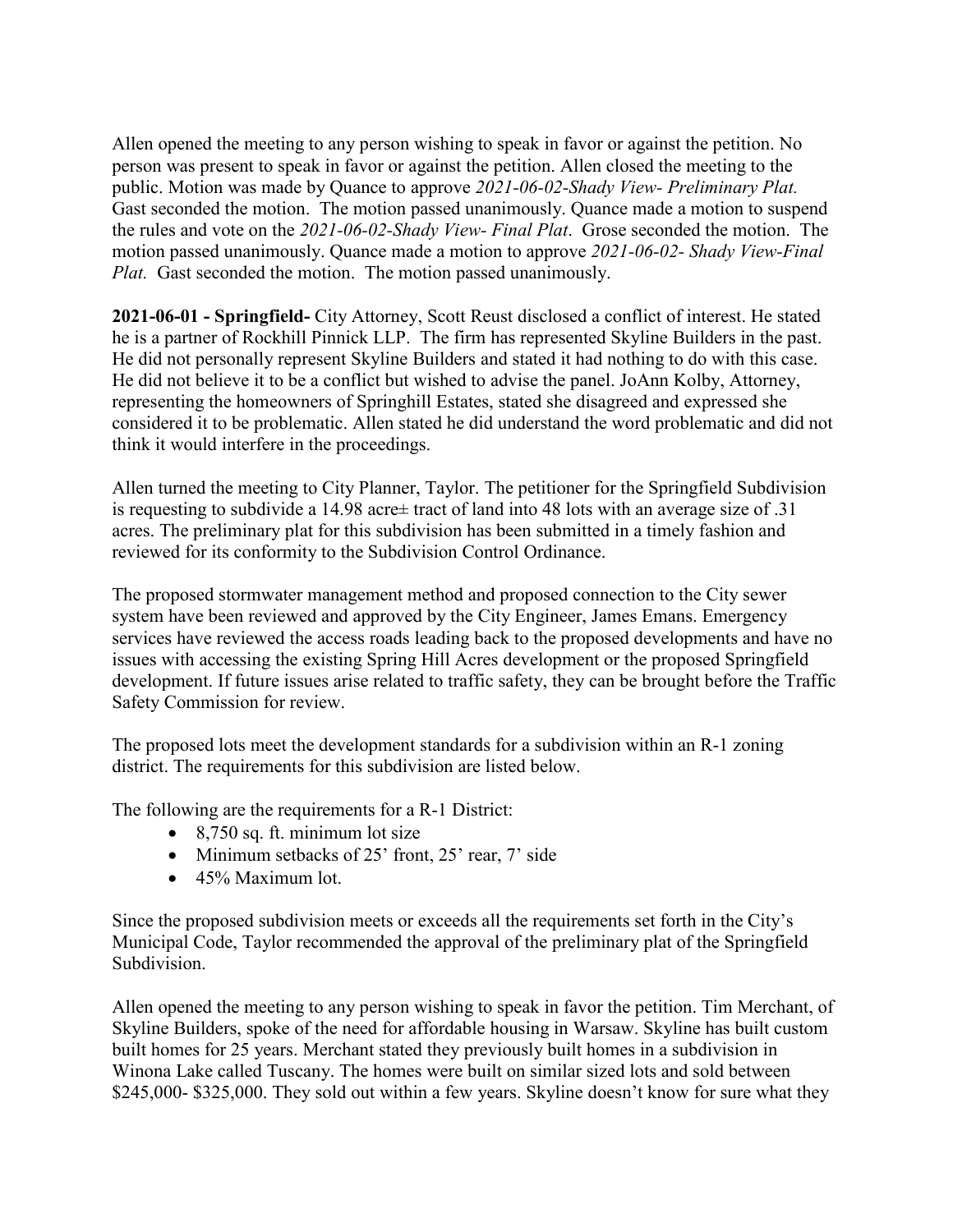Allen opened the meeting to any person wishing to speak in favor or against the petition. No person was present to speak in favor or against the petition. Allen closed the meeting to the public. Motion was made by Quance to approve *2021-06-02-Shady View- Preliminary Plat.* Gast seconded the motion. The motion passed unanimously. Quance made a motion to suspend the rules and vote on the *2021-06-02-Shady View- Final Plat*. Grose seconded the motion. The motion passed unanimously. Quance made a motion to approve *2021-06-02- Shady View-Final Plat.* Gast seconded the motion. The motion passed unanimously.

**2021-06-01 - Springfield-** City Attorney, Scott Reust disclosed a conflict of interest. He stated he is a partner of Rockhill Pinnick LLP. The firm has represented Skyline Builders in the past. He did not personally represent Skyline Builders and stated it had nothing to do with this case. He did not believe it to be a conflict but wished to advise the panel. JoAnn Kolby, Attorney, representing the homeowners of Springhill Estates, stated she disagreed and expressed she considered it to be problematic. Allen stated he did understand the word problematic and did not think it would interfere in the proceedings.

Allen turned the meeting to City Planner, Taylor. The petitioner for the Springfield Subdivision is requesting to subdivide a 14.98 acre± tract of land into 48 lots with an average size of .31 acres. The preliminary plat for this subdivision has been submitted in a timely fashion and reviewed for its conformity to the Subdivision Control Ordinance.

The proposed stormwater management method and proposed connection to the City sewer system have been reviewed and approved by the City Engineer, James Emans. Emergency services have reviewed the access roads leading back to the proposed developments and have no issues with accessing the existing Spring Hill Acres development or the proposed Springfield development. If future issues arise related to traffic safety, they can be brought before the Traffic Safety Commission for review.

The proposed lots meet the development standards for a subdivision within an R-1 zoning district. The requirements for this subdivision are listed below.

The following are the requirements for a R-1 District:

- 8,750 sq. ft. minimum lot size
- Minimum setbacks of 25' front, 25' rear, 7' side
- 45% Maximum lot.

Since the proposed subdivision meets or exceeds all the requirements set forth in the City's Municipal Code, Taylor recommended the approval of the preliminary plat of the Springfield Subdivision.

Allen opened the meeting to any person wishing to speak in favor the petition. Tim Merchant, of Skyline Builders, spoke of the need for affordable housing in Warsaw. Skyline has built custom built homes for 25 years. Merchant stated they previously built homes in a subdivision in Winona Lake called Tuscany. The homes were built on similar sized lots and sold between \$245,000- \$325,000. They sold out within a few years. Skyline doesn't know for sure what they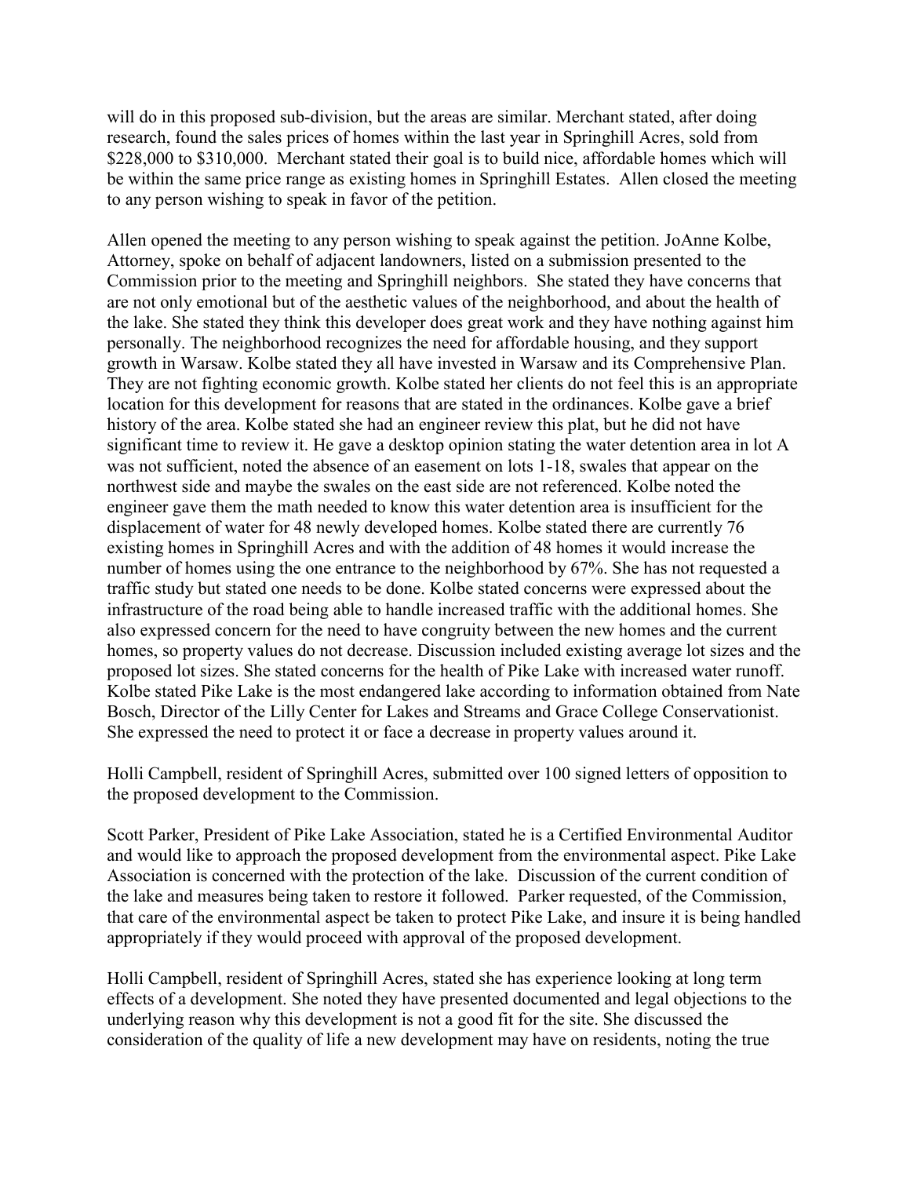will do in this proposed sub-division, but the areas are similar. Merchant stated, after doing research, found the sales prices of homes within the last year in Springhill Acres, sold from $228,000 to $310,000. Merchant stated their goal is to build nice, affordable homes which will be within the same price range as existing homes in Springhill Estates. Allen closed the meeting to any person wishing to speak in favor of the petition.

Allen opened the meeting to any person wishing to speak against the petition. JoAnne Kolbe, Attorney, spoke on behalf of adjacent landowners, listed on a submission presented to the Commission prior to the meeting and Springhill neighbors. She stated they have concerns that are not only emotional but of the aesthetic values of the neighborhood, and about the health of the lake. She stated they think this developer does great work and they have nothing against him personally. The neighborhood recognizes the need for affordable housing, and they support growth in Warsaw. Kolbe stated they all have invested in Warsaw and its Comprehensive Plan. They are not fighting economic growth. Kolbe stated her clients do not feel this is an appropriate location for this development for reasons that are stated in the ordinances. Kolbe gave a brief history of the area. Kolbe stated she had an engineer review this plat, but he did not have significant time to review it. He gave a desktop opinion stating the water detention area in lot A was not sufficient, noted the absence of an easement on lots 1-18, swales that appear on the northwest side and maybe the swales on the east side are not referenced. Kolbe noted the engineer gave them the math needed to know this water detention area is insufficient for the displacement of water for 48 newly developed homes. Kolbe stated there are currently 76 existing homes in Springhill Acres and with the addition of 48 homes it would increase the number of homes using the one entrance to the neighborhood by 67%. She has not requested a traffic study but stated one needs to be done. Kolbe stated concerns were expressed about the infrastructure of the road being able to handle increased traffic with the additional homes. She also expressed concern for the need to have congruity between the new homes and the current homes, so property values do not decrease. Discussion included existing average lot sizes and the proposed lot sizes. She stated concerns for the health of Pike Lake with increased water runoff. Kolbe stated Pike Lake is the most endangered lake according to information obtained from Nate Bosch, Director of the Lilly Center for Lakes and Streams and Grace College Conservationist. She expressed the need to protect it or face a decrease in property values around it.

Holli Campbell, resident of Springhill Acres, submitted over 100 signed letters of opposition to the proposed development to the Commission.

Scott Parker, President of Pike Lake Association, stated he is a Certified Environmental Auditor and would like to approach the proposed development from the environmental aspect. Pike Lake Association is concerned with the protection of the lake. Discussion of the current condition of the lake and measures being taken to restore it followed. Parker requested, of the Commission, that care of the environmental aspect be taken to protect Pike Lake, and insure it is being handled appropriately if they would proceed with approval of the proposed development.

Holli Campbell, resident of Springhill Acres, stated she has experience looking at long term effects of a development. She noted they have presented documented and legal objections to the underlying reason why this development is not a good fit for the site. She discussed the consideration of the quality of life a new development may have on residents, noting the true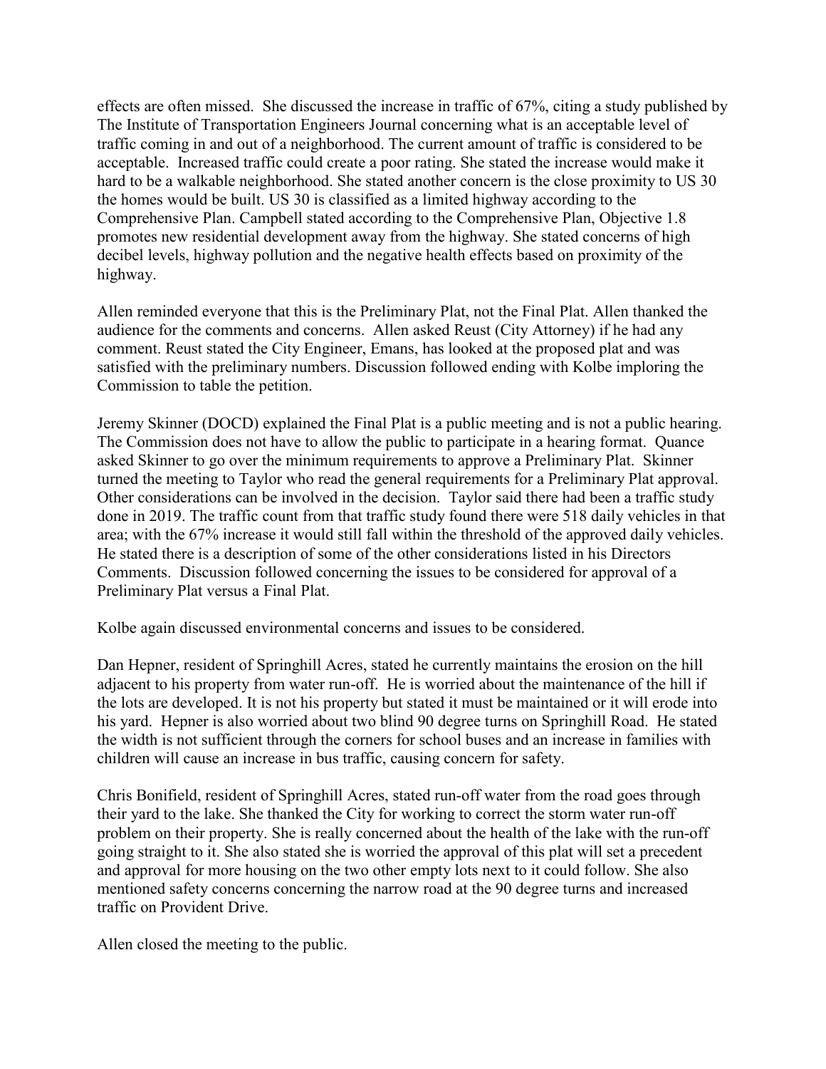effects are often missed. She discussed the increase in traffic of 67%, citing a study published by The Institute of Transportation Engineers Journal concerning what is an acceptable level of traffic coming in and out of a neighborhood. The current amount of traffic is considered to be acceptable. Increased traffic could create a poor rating. She stated the increase would make it hard to be a walkable neighborhood. She stated another concern is the close proximity to US 30 the homes would be built. US 30 is classified as a limited highway according to the Comprehensive Plan. Campbell stated according to the Comprehensive Plan, Objective 1.8 promotes new residential development away from the highway. She stated concerns of high decibel levels, highway pollution and the negative health effects based on proximity of the highway.

Allen reminded everyone that this is the Preliminary Plat, not the Final Plat. Allen thanked the audience for the comments and concerns. Allen asked Reust (City Attorney) if he had any comment. Reust stated the City Engineer, Emans, has looked at the proposed plat and was satisfied with the preliminary numbers. Discussion followed ending with Kolbe imploring the Commission to table the petition.

Jeremy Skinner (DOCD) explained the Final Plat is a public meeting and is not a public hearing. The Commission does not have to allow the public to participate in a hearing format. Quance asked Skinner to go over the minimum requirements to approve a Preliminary Plat. Skinner turned the meeting to Taylor who read the general requirements for a Preliminary Plat approval. Other considerations can be involved in the decision. Taylor said there had been a traffic study done in 2019. The traffic count from that traffic study found there were 518 daily vehicles in that area; with the 67% increase it would still fall within the threshold of the approved daily vehicles. He stated there is a description of some of the other considerations listed in his Directors Comments. Discussion followed concerning the issues to be considered for approval of a Preliminary Plat versus a Final Plat.

Kolbe again discussed environmental concerns and issues to be considered.

Dan Hepner, resident of Springhill Acres, stated he currently maintains the erosion on the hill adjacent to his property from water run-off. He is worried about the maintenance of the hill if the lots are developed. It is not his property but stated it must be maintained or it will erode into his yard. Hepner is also worried about two blind 90 degree turns on Springhill Road. He stated the width is not sufficient through the corners for school buses and an increase in families with children will cause an increase in bus traffic, causing concern for safety.

Chris Bonifield, resident of Springhill Acres, stated run-off water from the road goes through their yard to the lake. She thanked the City for working to correct the storm water run-off problem on their property. She is really concerned about the health of the lake with the run-off going straight to it. She also stated she is worried the approval of this plat will set a precedent and approval for more housing on the two other empty lots next to it could follow. She also mentioned safety concerns concerning the narrow road at the 90 degree turns and increased traffic on Provident Drive.

Allen closed the meeting to the public.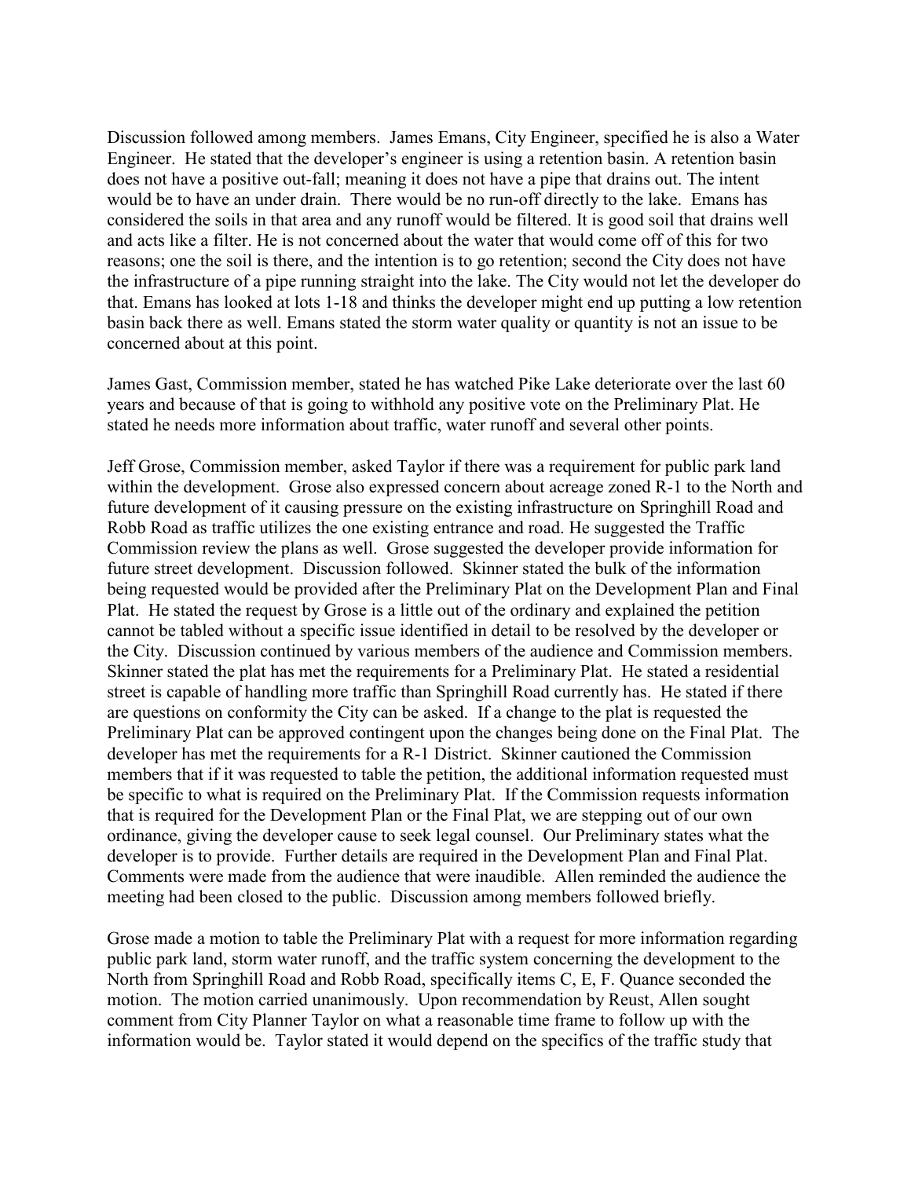Discussion followed among members. James Emans, City Engineer, specified he is also a Water Engineer. He stated that the developer's engineer is using a retention basin. A retention basin does not have a positive out-fall; meaning it does not have a pipe that drains out. The intent would be to have an under drain. There would be no run-off directly to the lake. Emans has considered the soils in that area and any runoff would be filtered. It is good soil that drains well and acts like a filter. He is not concerned about the water that would come off of this for two reasons; one the soil is there, and the intention is to go retention; second the City does not have the infrastructure of a pipe running straight into the lake. The City would not let the developer do that. Emans has looked at lots 1-18 and thinks the developer might end up putting a low retention basin back there as well. Emans stated the storm water quality or quantity is not an issue to be concerned about at this point.

James Gast, Commission member, stated he has watched Pike Lake deteriorate over the last 60 years and because of that is going to withhold any positive vote on the Preliminary Plat. He stated he needs more information about traffic, water runoff and several other points.

Jeff Grose, Commission member, asked Taylor if there was a requirement for public park land within the development. Grose also expressed concern about acreage zoned R-1 to the North and future development of it causing pressure on the existing infrastructure on Springhill Road and Robb Road as traffic utilizes the one existing entrance and road. He suggested the Traffic Commission review the plans as well. Grose suggested the developer provide information for future street development. Discussion followed. Skinner stated the bulk of the information being requested would be provided after the Preliminary Plat on the Development Plan and Final Plat. He stated the request by Grose is a little out of the ordinary and explained the petition cannot be tabled without a specific issue identified in detail to be resolved by the developer or the City. Discussion continued by various members of the audience and Commission members. Skinner stated the plat has met the requirements for a Preliminary Plat. He stated a residential street is capable of handling more traffic than Springhill Road currently has. He stated if there are questions on conformity the City can be asked. If a change to the plat is requested the Preliminary Plat can be approved contingent upon the changes being done on the Final Plat. The developer has met the requirements for a R-1 District. Skinner cautioned the Commission members that if it was requested to table the petition, the additional information requested must be specific to what is required on the Preliminary Plat. If the Commission requests information that is required for the Development Plan or the Final Plat, we are stepping out of our own ordinance, giving the developer cause to seek legal counsel. Our Preliminary states what the developer is to provide. Further details are required in the Development Plan and Final Plat. Comments were made from the audience that were inaudible. Allen reminded the audience the meeting had been closed to the public. Discussion among members followed briefly.

Grose made a motion to table the Preliminary Plat with a request for more information regarding public park land, storm water runoff, and the traffic system concerning the development to the North from Springhill Road and Robb Road, specifically items C, E, F. Quance seconded the motion. The motion carried unanimously. Upon recommendation by Reust, Allen sought comment from City Planner Taylor on what a reasonable time frame to follow up with the information would be. Taylor stated it would depend on the specifics of the traffic study that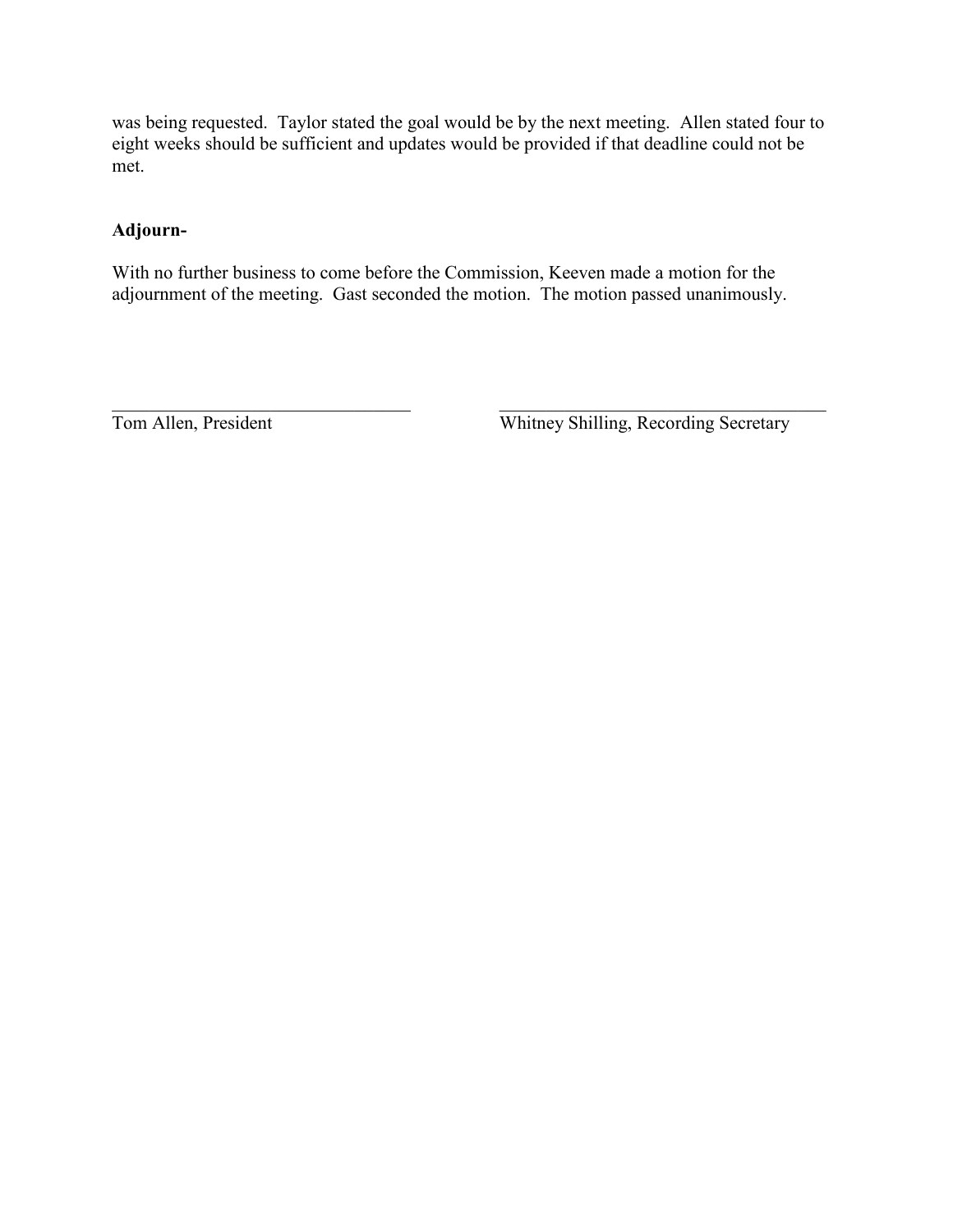was being requested. Taylor stated the goal would be by the next meeting. Allen stated four to eight weeks should be sufficient and updates would be provided if that deadline could not be met.

**Adjourn-**

With no further business to come before the Commission, Keeven made a motion for the adjournment of the meeting. Gast seconded the motion. The motion passed unanimously.

\_\_\_\_\_\_\_\_\_\_\_\_\_\_\_\_\_\_\_\_\_\_\_\_\_\_\_\_\_\_\_\_
Tom Allen, President

\_\_\_\_\_\_\_\_\_\_\_\_\_\_\_\_\_\_\_\_\_\_\_\_\_\_\_\_\_\_\_\_
Whitney Shilling, Recording Secretary